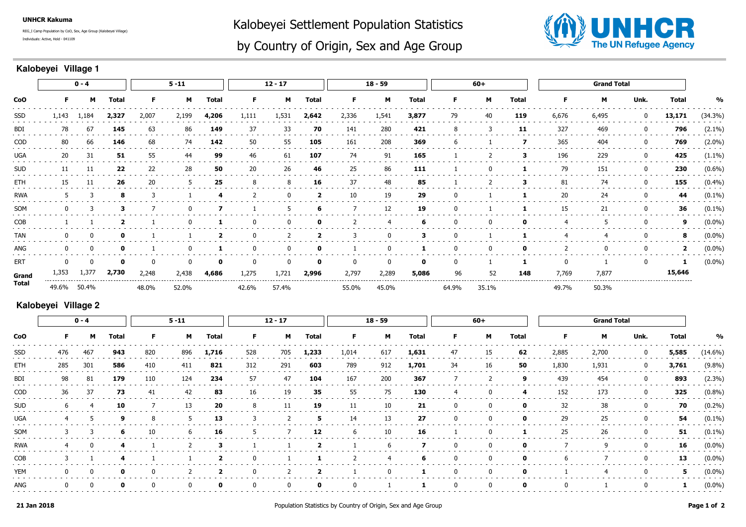UNHCR Kakuma

REG_I Camp Population by CoO, Sex, Age Group (Kalobeyei Village)

Individuals: Active, Hold - 041109

# Kalobeyei Settlement Population Statistics by Country of Origin, Sex and Age Group

## Kalobeyei Village 1

| | 0 - 4 | | | 5 -11 | | | 12 - 17 | | | 18 - 59 | | | 60+ | | | Grand Total | | | | |
|---|---|---|---|---|---|---|---|---|---|---|---|---|---|---|---|---|---|---|---|---|
| **CoO** | **F** | **M** | **Total** | **F** | **M** | **Total** | **F** | **M** | **Total** | **F** | **M** | **Total** | **F** | **M** | **Total** | **F** | **M** | **Unk.** | **Total** | **%** |
| SSD | 1,143 | 1,184 | **2,327** | 2,007 | 2,199 | **4,206** | 1,111 | 1,531 | **2,642** | 2,336 | 1,541 | **3,877** | 79 | 40 | **119** | 6,676 | 6,495 | 0 | **13,171** | (34.3%) |
| BDI | 78 | 67 | **145** | 63 | 86 | **149** | 37 | 33 | **70** | 141 | 280 | **421** | 8 | 3 | **11** | 327 | 469 | 0 | **796** | (2.1%) |
| COD | 80 | 66 | **146** | 68 | 74 | **142** | 50 | 55 | **105** | 161 | 208 | **369** | 6 | 1 | **7** | 365 | 404 | 0 | **769** | (2.0%) |
| UGA | 20 | 31 | **51** | 55 | 44 | **99** | 46 | 61 | **107** | 74 | 91 | **165** | 1 | 2 | **3** | 196 | 229 | 0 | **425** | (1.1%) |
| SUD | 11 | 11 | **22** | 22 | 28 | **50** | 20 | 26 | **46** | 25 | 86 | **111** | 1 | 0 | **1** | 79 | 151 | 0 | **230** | (0.6%) |
| ETH | 15 | 11 | **26** | 20 | 5 | **25** | 8 | 8 | **16** | 37 | 48 | **85** | 1 | 2 | **3** | 81 | 74 | 0 | **155** | (0.4%) |
| RWA | 5 | 3 | **8** | 3 | 1 | **4** | 2 | 0 | **2** | 10 | 19 | **29** | 0 | 1 | **1** | 20 | 24 | 0 | **44** | (0.1%) |
| SOM | 0 | 3 | **3** | 7 | 0 | **7** | 1 | 5 | **6** | 7 | 12 | **19** | 0 | 1 | **1** | 15 | 21 | 0 | **36** | (0.1%) |
| COB | 1 | 1 | **2** | 1 | 0 | **1** | 0 | 0 | **0** | 2 | 4 | **6** | 0 | 0 | **0** | 4 | 5 | 0 | **9** | (0.0%) |
| TAN | 0 | 0 | **0** | 1 | 1 | **2** | 0 | 2 | **2** | 3 | 0 | **3** | 0 | 1 | **1** | 4 | 4 | 0 | **8** | (0.0%) |
| ANG | 0 | 0 | **0** | 1 | 0 | **1** | 0 | 0 | **0** | 1 | 0 | **1** | 0 | 0 | **0** | 2 | 0 | 0 | **2** | (0.0%) |
| ERT | 0 | 0 | **0** | 0 | 0 | **0** | 0 | 0 | **0** | 0 | 0 | **0** | 0 | 1 | **1** | 0 | 1 | 0 | **1** | (0.0%) |
| **Grand Total** | 1,353 | 1,377 | **2,730** | 2,248 | 2,438 | **4,686** | 1,275 | 1,721 | **2,996** | 2,797 | 2,289 | **5,086** | 96 | 52 | **148** | 7,769 | 7,877 | | **15,646** | |
| | 49.6% | 50.4% | | 48.0% | 52.0% | | 42.6% | 57.4% | | 55.0% | 45.0% | | 64.9% | 35.1% | | 49.7% | 50.3% | | | |

## Kalobeyei Village 2

| | 0 - 4 | | | 5 -11 | | | 12 - 17 | | | 18 - 59 | | | 60+ | | | Grand Total | | | | |
|---|---|---|---|---|---|---|---|---|---|---|---|---|---|---|---|---|---|---|---|---|
| **CoO** | **F** | **M** | **Total** | **F** | **M** | **Total** | **F** | **M** | **Total** | **F** | **M** | **Total** | **F** | **M** | **Total** | **F** | **M** | **Unk.** | **Total** | **%** |
| SSD | 476 | 467 | **943** | 820 | 896 | **1,716** | 528 | 705 | **1,233** | 1,014 | 617 | **1,631** | 47 | 15 | **62** | 2,885 | 2,700 | 0 | **5,585** | (14.6%) |
| ETH | 285 | 301 | **586** | 410 | 411 | **821** | 312 | 291 | **603** | 789 | 912 | **1,701** | 34 | 16 | **50** | 1,830 | 1,931 | 0 | **3,761** | (9.8%) |
| BDI | 98 | 81 | **179** | 110 | 124 | **234** | 57 | 47 | **104** | 167 | 200 | **367** | 7 | 2 | **9** | 439 | 454 | 0 | **893** | (2.3%) |
| COD | 36 | 37 | **73** | 41 | 42 | **83** | 16 | 19 | **35** | 55 | 75 | **130** | 4 | 0 | **4** | 152 | 173 | 0 | **325** | (0.8%) |
| SUD | 6 | 4 | **10** | 7 | 13 | **20** | 8 | 11 | **19** | 11 | 10 | **21** | 0 | 0 | **0** | 32 | 38 | 0 | **70** | (0.2%) |
| UGA | 4 | 5 | **9** | 8 | 5 | **13** | 3 | 2 | **5** | 14 | 13 | **27** | 0 | 0 | **0** | 29 | 25 | 0 | **54** | (0.1%) |
| SOM | 3 | 3 | **6** | 10 | 6 | **16** | 5 | 7 | **12** | 6 | 10 | **16** | 1 | 0 | **1** | 25 | 26 | 0 | **51** | (0.1%) |
| RWA | 4 | 0 | **4** | 1 | 2 | **3** | 1 | 1 | **2** | 1 | 6 | **7** | 0 | 0 | **0** | 7 | 9 | 0 | **16** | (0.0%) |
| COB | 3 | 1 | **4** | 1 | 1 | **2** | 0 | 1 | **1** | 2 | 4 | **6** | 0 | 0 | **0** | 6 | 7 | 0 | **13** | (0.0%) |
| YEM | 0 | 0 | **0** | 0 | 2 | **2** | 0 | 2 | **2** | 1 | 0 | **1** | 0 | 0 | **0** | 1 | 4 | 0 | **5** | (0.0%) |
| ANG | 0 | 0 | **0** | 0 | 0 | **0** | 0 | 0 | **0** | 0 | 1 | **1** | 0 | 0 | **0** | 0 | 1 | 0 | **1** | (0.0%) |

21 Jan 2018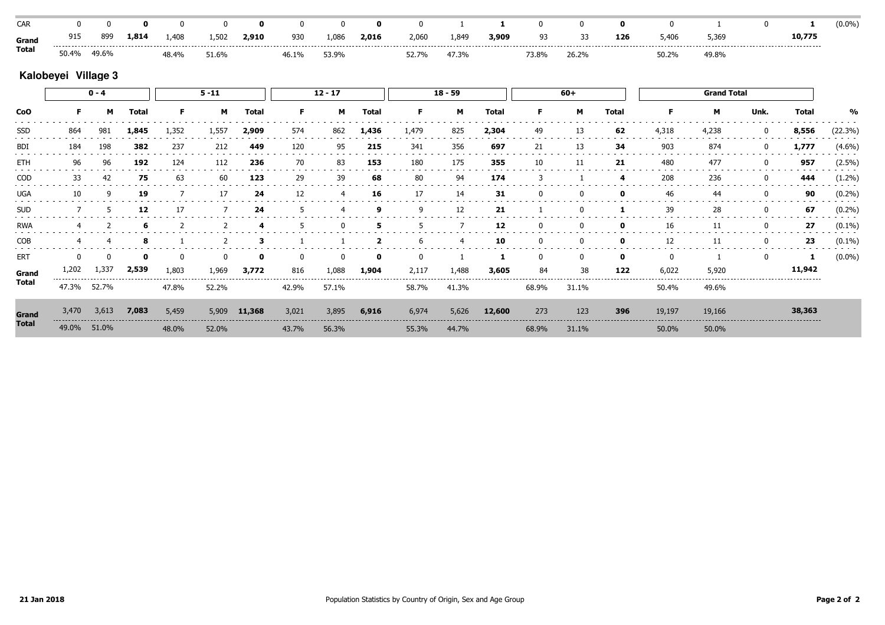| CoO | F | M | Total | F | M | Total | F | M | Total | F | M | Total | F | M | Total | F | M | Unk. | Total | % |
|---|---|---|---|---|---|---|---|---|---|---|---|---|---|---|---|---|---|---|---|---|
| CAR | 0 | 0 | **0** | 0 | 0 | **0** | 0 | 0 | **0** | 0 | 1 | **1** | 0 | 0 | **0** | 0 | 1 | 0 | **1** | (0.0%) |
| **Grand Total** | 915 | 899 | **1,814** | 1,408 | 1,502 | **2,910** | 930 | 1,086 | **2,016** | 2,060 | 1,849 | **3,909** | 93 | 33 | **126** | 5,406 | 5,369 | | **10,775** | |
| | 50.4% | 49.6% | | 48.4% | 51.6% | | 46.1% | 53.9% | | 52.7% | 47.3% | | 73.8% | 26.2% | | 50.2% | 49.8% | | | |

## Kalobeyei Village 3

| | 0 - 4 | | | 5 -11 | | | 12 - 17 | | | 18 - 59 | | | 60+ | | | Grand Total | | | | |
|---|---|---|---|---|---|---|---|---|---|---|---|---|---|---|---|---|---|---|---|---|
| **CoO** | **F** | **M** | **Total** | **F** | **M** | **Total** | **F** | **M** | **Total** | **F** | **M** | **Total** | **F** | **M** | **Total** | **F** | **M** | **Unk.** | **Total** | **%** |
| SSD | 864 | 981 | **1,845** | 1,352 | 1,557 | **2,909** | 574 | 862 | **1,436** | 1,479 | 825 | **2,304** | 49 | 13 | **62** | 4,318 | 4,238 | 0 | **8,556** | (22.3%) |
| BDI | 184 | 198 | **382** | 237 | 212 | **449** | 120 | 95 | **215** | 341 | 356 | **697** | 21 | 13 | **34** | 903 | 874 | 0 | **1,777** | (4.6%) |
| ETH | 96 | 96 | **192** | 124 | 112 | **236** | 70 | 83 | **153** | 180 | 175 | **355** | 10 | 11 | **21** | 480 | 477 | 0 | **957** | (2.5%) |
| COD | 33 | 42 | **75** | 63 | 60 | **123** | 29 | 39 | **68** | 80 | 94 | **174** | 3 | 1 | **4** | 208 | 236 | 0 | **444** | (1.2%) |
| UGA | 10 | 9 | **19** | 7 | 17 | **24** | 12 | 4 | **16** | 17 | 14 | **31** | 0 | 0 | **0** | 46 | 44 | 0 | **90** | (0.2%) |
| SUD | 7 | 5 | **12** | 17 | 7 | **24** | 5 | 4 | **9** | 9 | 12 | **21** | 1 | 0 | **1** | 39 | 28 | 0 | **67** | (0.2%) |
| RWA | 4 | 2 | **6** | 2 | 2 | **4** | 5 | 0 | **5** | 5 | 7 | **12** | 0 | 0 | **0** | 16 | 11 | 0 | **27** | (0.1%) |
| COB | 4 | 4 | **8** | 1 | 2 | **3** | 1 | 1 | **2** | 6 | 4 | **10** | 0 | 0 | **0** | 12 | 11 | 0 | **23** | (0.1%) |
| ERT | 0 | 0 | **0** | 0 | 0 | **0** | 0 | 0 | **0** | 0 | 1 | **1** | 0 | 0 | **0** | 0 | 1 | 0 | **1** | (0.0%) |
| **Grand Total** | 1,202 | 1,337 | **2,539** | 1,803 | 1,969 | **3,772** | 816 | 1,088 | **1,904** | 2,117 | 1,488 | **3,605** | 84 | 38 | **122** | 6,022 | 5,920 | | **11,942** | |
| | 47.3% | 52.7% | | 47.8% | 52.2% | | 42.9% | 57.1% | | 58.7% | 41.3% | | 68.9% | 31.1% | | 50.4% | 49.6% | | | |

| | | | | | | | | | | | | | | | | | | | | |
|---|---|---|---|---|---|---|---|---|---|---|---|---|---|---|---|---|---|---|---|---|
| **Grand Total** | 3,470 | 3,613 | **7,083** | 5,459 | 5,909 | **11,368** | 3,021 | 3,895 | **6,916** | 6,974 | 5,626 | **12,600** | 273 | 123 | **396** | 19,197 | 19,166 | | **38,363** | |
| | 49.0% | 51.0% | | 48.0% | 52.0% | | 43.7% | 56.3% | | 55.3% | 44.7% | | 68.9% | 31.1% | | 50.0% | 50.0% | | | |

**21 Jan 2018**

Population Statistics by Country of Origin, Sex and Age Group